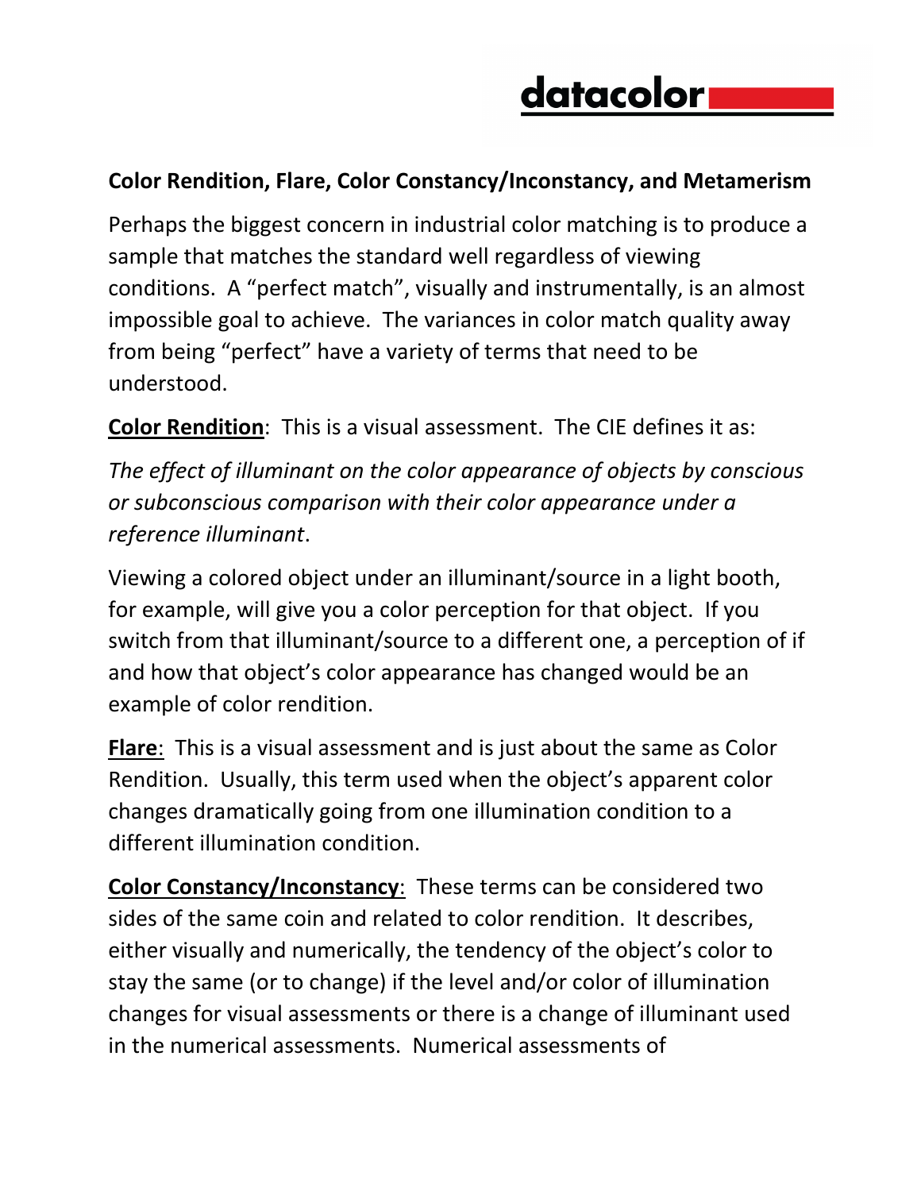## Color Rendition, Flare, Color Constancy/Inconstancy, and Metamerism

Perhaps the biggest concern in industrial color matching is to produce a sample that matches the standard well regardless of viewing conditions. A "perfect match", visually and instrumentally, is an almost impossible goal to achieve. The variances in color match quality away from being "perfect" have a variety of terms that need to be understood.

**Color Rendition**: This is a visual assessment. The CIE defines it as:

*The effect of illuminant on the color appearance of objects by conscious or subconscious comparison with their color appearance under a reference illuminant*.

Viewing a colored object under an illuminant/source in a light booth, for example, will give you a color perception for that object. If you switch from that illuminant/source to a different one, a perception of if and how that object's color appearance has changed would be an example of color rendition.

**Flare**: This is a visual assessment and is just about the same as Color Rendition. Usually, this term used when the object's apparent color changes dramatically going from one illumination condition to a different illumination condition.

**Color Constancy/Inconstancy**: These terms can be considered two sides of the same coin and related to color rendition. It describes, either visually and numerically, the tendency of the object's color to stay the same (or to change) if the level and/or color of illumination changes for visual assessments or there is a change of illuminant used in the numerical assessments. Numerical assessments of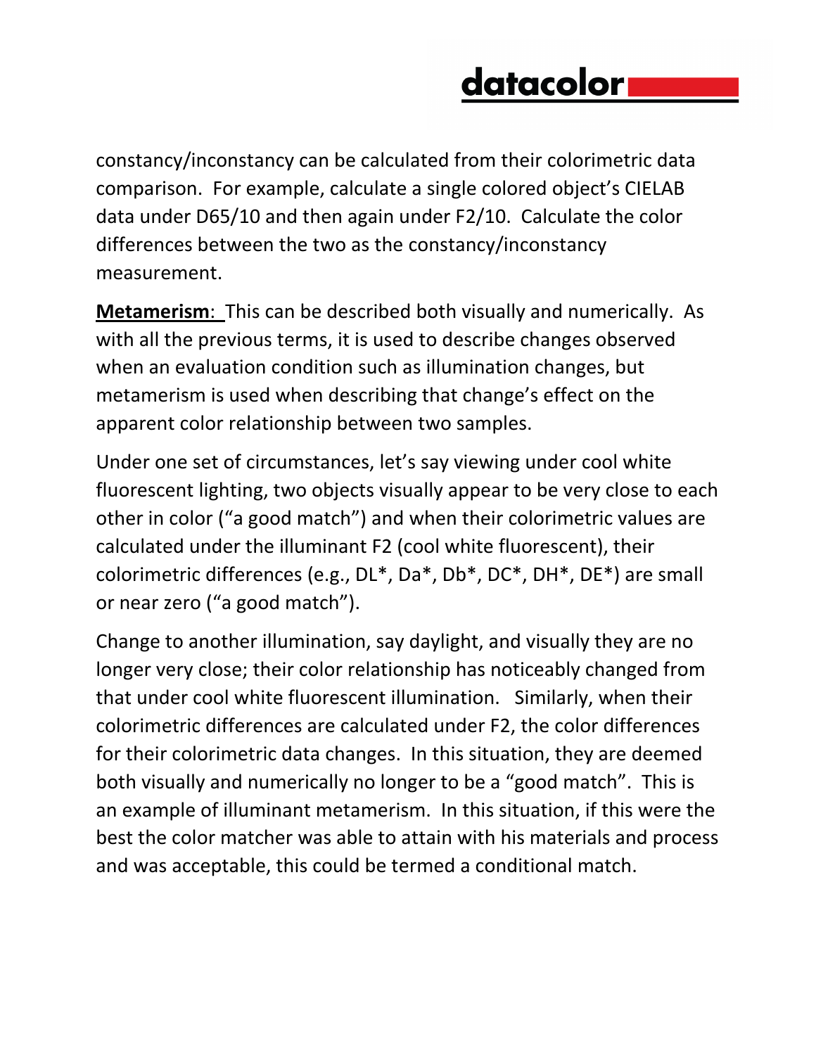constancy/inconstancy can be calculated from their colorimetric data comparison. For example, calculate a single colored object's CIELAB data under D65/10 and then again under F2/10. Calculate the color differences between the two as the constancy/inconstancy measurement.

**Metamerism**: This can be described both visually and numerically. As with all the previous terms, it is used to describe changes observed when an evaluation condition such as illumination changes, but metamerism is used when describing that change's effect on the apparent color relationship between two samples.

Under one set of circumstances, let's say viewing under cool white fluorescent lighting, two objects visually appear to be very close to each other in color ("a good match") and when their colorimetric values are calculated under the illuminant F2 (cool white fluorescent), their colorimetric differences (e.g., DL*, Da*, Db*, DC*, DH*, DE*) are small or near zero ("a good match").

Change to another illumination, say daylight, and visually they are no longer very close; their color relationship has noticeably changed from that under cool white fluorescent illumination. Similarly, when their colorimetric differences are calculated under F2, the color differences for their colorimetric data changes. In this situation, they are deemed both visually and numerically no longer to be a "good match". This is an example of illuminant metamerism. In this situation, if this were the best the color matcher was able to attain with his materials and process and was acceptable, this could be termed a conditional match.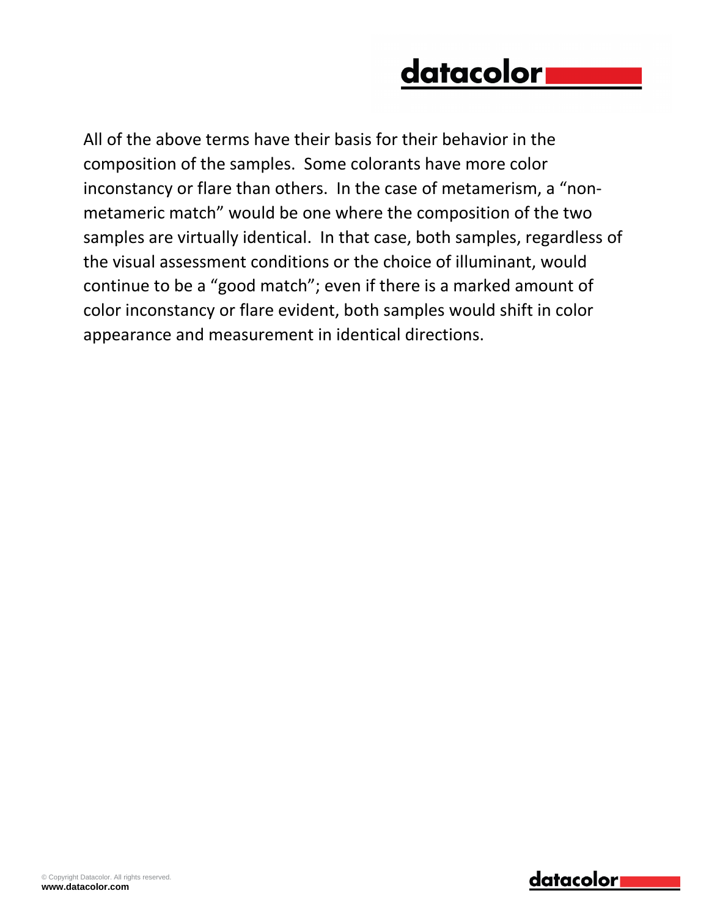All of the above terms have their basis for their behavior in the composition of the samples. Some colorants have more color inconstancy or flare than others. In the case of metamerism, a "non-metameric match" would be one where the composition of the two samples are virtually identical. In that case, both samples, regardless of the visual assessment conditions or the choice of illuminant, would continue to be a "good match"; even if there is a marked amount of color inconstancy or flare evident, both samples would shift in color appearance and measurement in identical directions.